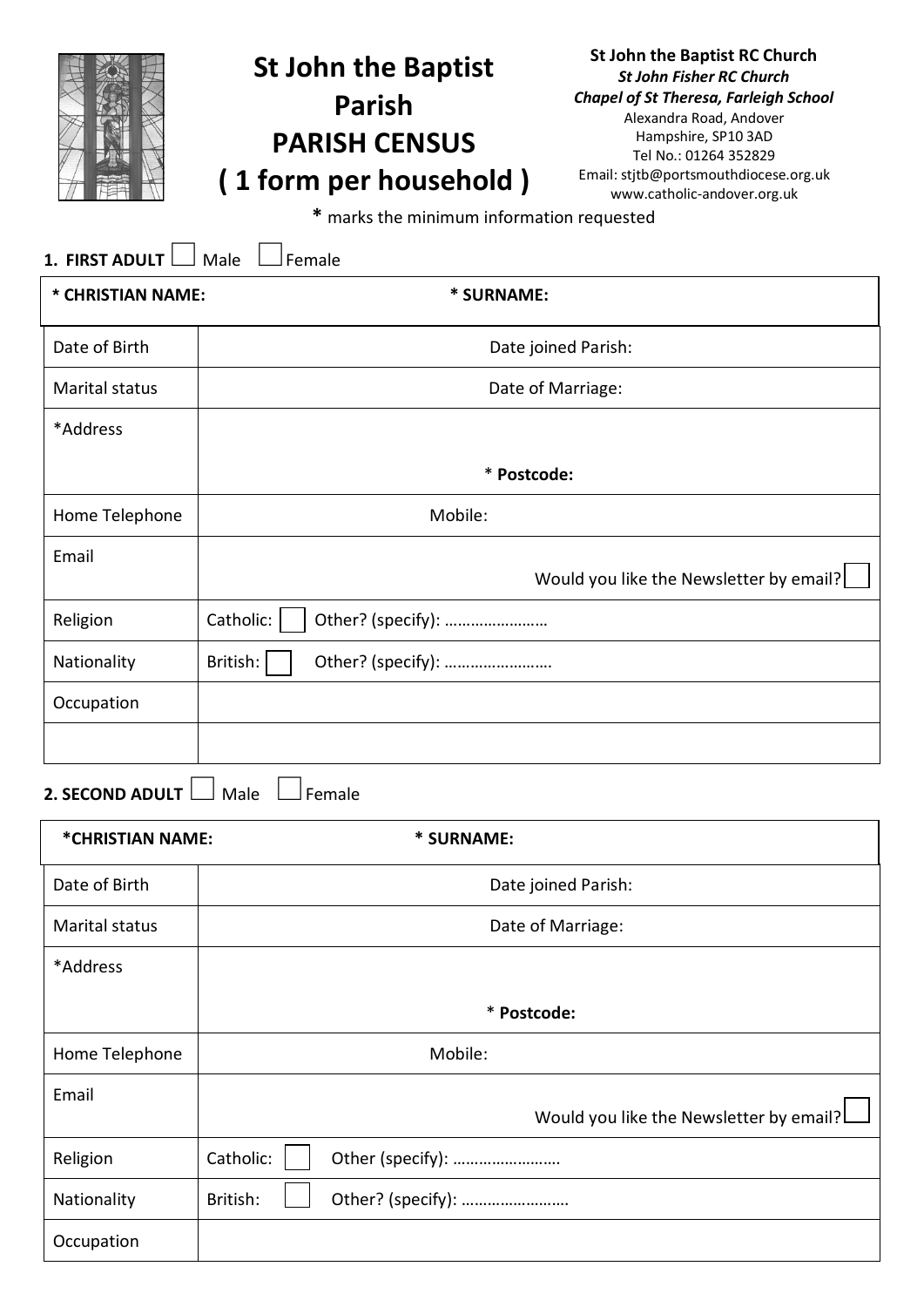# St John the Baptist Parish
# PARISH CENSUS
# ( 1 form per household )

**St John the Baptist RC Church**
***St John Fisher RC Church***
***Chapel of St Theresa, Farleigh School***
Alexandra Road, Andover
Hampshire, SP10 3AD
Tel No.: 01264 352829
Email: stjtb@portsmouthdiocese.org.uk
www.catholic-andover.org.uk

**\*** marks the minimum information requested

**1. FIRST ADULT** ☐ Male ☐ Female

| **\* CHRISTIAN NAME:** | **\* SURNAME:** |
|---|---|
| Date of Birth | Date joined Parish: |
| Marital status | Date of Marriage: |
| \*Address | \* **Postcode:** |
| Home Telephone | Mobile: |
| Email | Would you like the Newsletter by email? ☐ |
| Religion | Catholic: ☐ Other? (specify): …………………… |
| Nationality | British: ☐ Other? (specify): ……………………. |
| Occupation | |
| | |

**2. SECOND ADULT** ☐ Male ☐ Female

| **\*CHRISTIAN NAME:** | **\* SURNAME:** |
|---|---|
| Date of Birth | Date joined Parish: |
| Marital status | Date of Marriage: |
| \*Address | \* **Postcode:** |
| Home Telephone | Mobile: |
| Email | Would you like the Newsletter by email? ☐ |
| Religion | Catholic: ☐ Other (specify): ……………………. |
| Nationality | British: ☐ Other? (specify): ……………………. |
| Occupation | |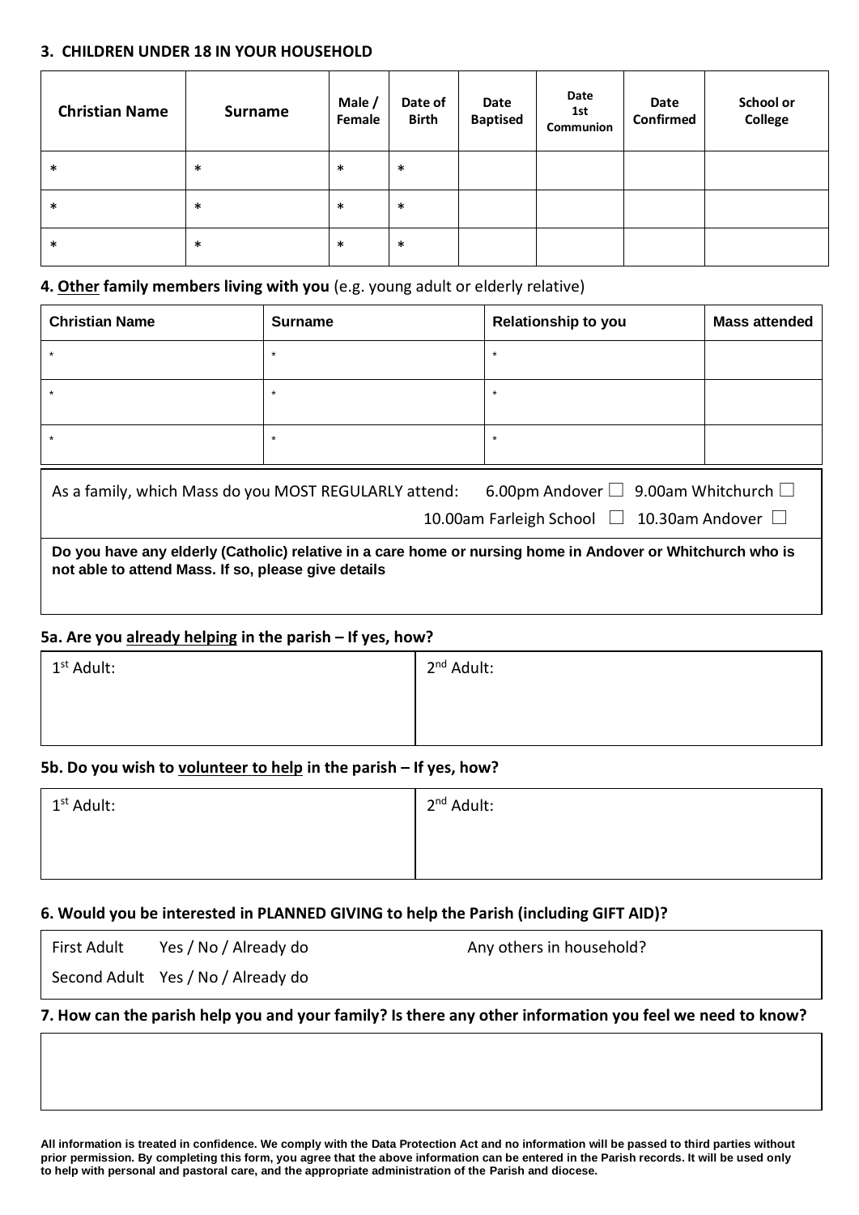### 3. CHILDREN UNDER 18 IN YOUR HOUSEHOLD

| Christian Name | Surname | Male / Female | Date of Birth | Date Baptised | Date 1st Communion | Date Confirmed | School or College |
|---|---|---|---|---|---|---|---|
| * | * | * | * | | | | |
| * | * | * | * | | | | |
| * | * | * | * | | | | |

### 4. **Other** family members living with you (e.g. young adult or elderly relative)

| Christian Name | Surname | Relationship to you | Mass attended |
|---|---|---|---|
| * | * | * | |
| * | * | * | |
| * | * | * | |

As a family, which Mass do you MOST REGULARLY attend: 6.00pm Andover ☐ 9.00am Whitchurch ☐ 10.00am Farleigh School ☐ 10.30am Andover ☐

**Do you have any elderly (Catholic) relative in a care home or nursing home in Andover or Whitchurch who is not able to attend Mass. If so, please give details**

### 5a. Are you already helping in the parish – If yes, how?

| | |
|---|---|
| 1st Adult: | 2nd Adult: |

### 5b. Do you wish to volunteer to help in the parish – If yes, how?

| | |
|---|---|
| 1st Adult: | 2nd Adult: |

### 6. Would you be interested in PLANNED GIVING to help the Parish (including GIFT AID)?

First Adult Yes / No / Already do — Any others in household?

Second Adult Yes / No / Already do

### 7. How can the parish help you and your family? Is there any other information you feel we need to know?

**All information is treated in confidence. We comply with the Data Protection Act and no information will be passed to third parties without prior permission. By completing this form, you agree that the above information can be entered in the Parish records. It will be used only to help with personal and pastoral care, and the appropriate administration of the Parish and diocese.**